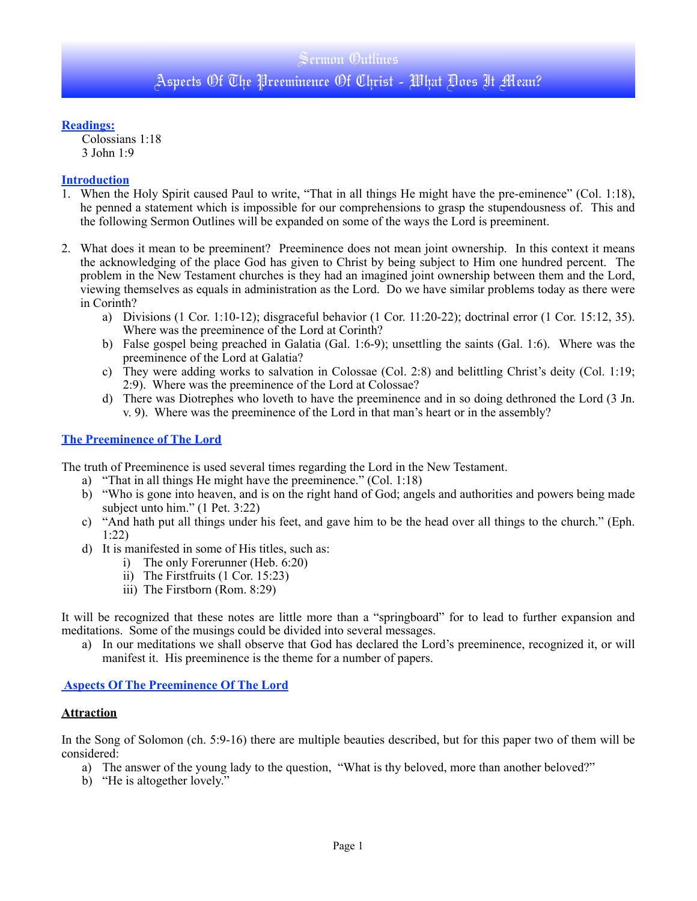# Sermon Outlines

## Aspects Of The Preeminence Of Christ - What Does It Mean?

**Readings:**

Colossians 1:18
3 John 1:9

**Introduction**

1. When the Holy Spirit caused Paul to write, "That in all things He might have the pre-eminence" (Col. 1:18), he penned a statement which is impossible for our comprehensions to grasp the stupendousness of. This and the following Sermon Outlines will be expanded on some of the ways the Lord is preeminent.

2. What does it mean to be preeminent? Preeminence does not mean joint ownership. In this context it means the acknowledging of the place God has given to Christ by being subject to Him one hundred percent. The problem in the New Testament churches is they had an imagined joint ownership between them and the Lord, viewing themselves as equals in administration as the Lord. Do we have similar problems today as there were in Corinth?
   a) Divisions (1 Cor. 1:10-12); disgraceful behavior (1 Cor. 11:20-22); doctrinal error (1 Cor. 15:12, 35). Where was the preeminence of the Lord at Corinth?
   b) False gospel being preached in Galatia (Gal. 1:6-9); unsettling the saints (Gal. 1:6). Where was the preeminence of the Lord at Galatia?
   c) They were adding works to salvation in Colossae (Col. 2:8) and belittling Christ's deity (Col. 1:19; 2:9). Where was the preeminence of the Lord at Colossae?
   d) There was Diotrephes who loveth to have the preeminence and in so doing dethroned the Lord (3 Jn. v. 9). Where was the preeminence of the Lord in that man's heart or in the assembly?

**The Preeminence of The Lord**

The truth of Preeminence is used several times regarding the Lord in the New Testament.

a) "That in all things He might have the preeminence." (Col. 1:18)
b) "Who is gone into heaven, and is on the right hand of God; angels and authorities and powers being made subject unto him." (1 Pet. 3:22)
c) "And hath put all things under his feet, and gave him to be the head over all things to the church." (Eph. 1:22)
d) It is manifested in some of His titles, such as:
   i) The only Forerunner (Heb. 6:20)
   ii) The Firstfruits (1 Cor. 15:23)
   iii) The Firstborn (Rom. 8:29)

It will be recognized that these notes are little more than a "springboard" for to lead to further expansion and meditations. Some of the musings could be divided into several messages.

a) In our meditations we shall observe that God has declared the Lord's preeminence, recognized it, or will manifest it. His preeminence is the theme for a number of papers.

**Aspects Of The Preeminence Of The Lord**

**Attraction**

In the Song of Solomon (ch. 5:9-16) there are multiple beauties described, but for this paper two of them will be considered:

a) The answer of the young lady to the question, "What is thy beloved, more than another beloved?"
b) "He is altogether lovely."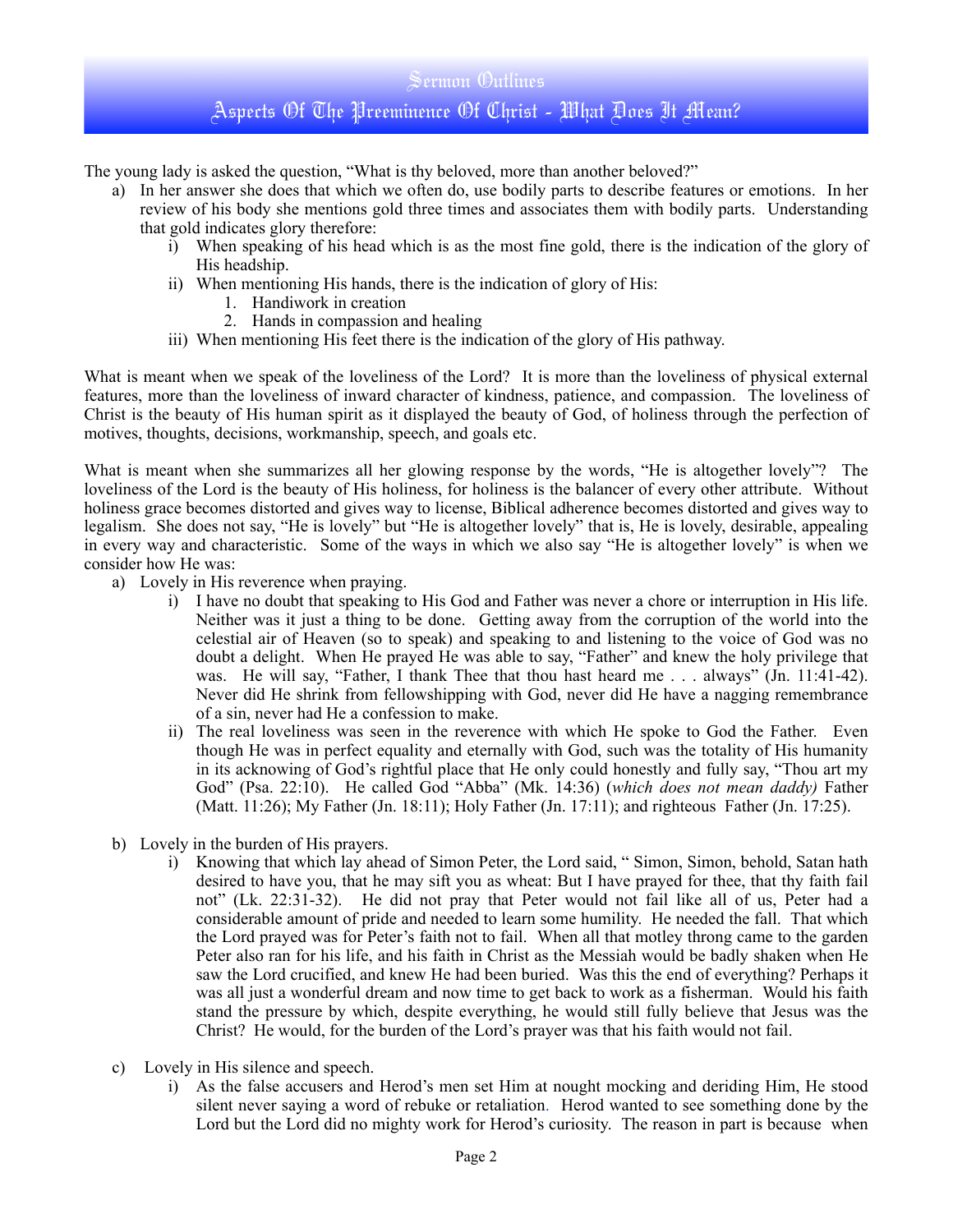The young lady is asked the question, "What is thy beloved, more than another beloved?"

a) In her answer she does that which we often do, use bodily parts to describe features or emotions. In her review of his body she mentions gold three times and associates them with bodily parts. Understanding that gold indicates glory therefore:
   i) When speaking of his head which is as the most fine gold, there is the indication of the glory of His headship.
   ii) When mentioning His hands, there is the indication of glory of His:
      1. Handiwork in creation
      2. Hands in compassion and healing
   iii) When mentioning His feet there is the indication of the glory of His pathway.

What is meant when we speak of the loveliness of the Lord? It is more than the loveliness of physical external features, more than the loveliness of inward character of kindness, patience, and compassion. The loveliness of Christ is the beauty of His human spirit as it displayed the beauty of God, of holiness through the perfection of motives, thoughts, decisions, workmanship, speech, and goals etc.

What is meant when she summarizes all her glowing response by the words, "He is altogether lovely"? The loveliness of the Lord is the beauty of His holiness, for holiness is the balancer of every other attribute. Without holiness grace becomes distorted and gives way to license, Biblical adherence becomes distorted and gives way to legalism. She does not say, "He is lovely" but "He is altogether lovely" that is, He is lovely, desirable, appealing in every way and characteristic. Some of the ways in which we also say "He is altogether lovely" is when we consider how He was:

a) Lovely in His reverence when praying.
   i) I have no doubt that speaking to His God and Father was never a chore or interruption in His life. Neither was it just a thing to be done. Getting away from the corruption of the world into the celestial air of Heaven (so to speak) and speaking to and listening to the voice of God was no doubt a delight. When He prayed He was able to say, "Father" and knew the holy privilege that was. He will say, "Father, I thank Thee that thou hast heard me . . . always" (Jn. 11:41-42). Never did He shrink from fellowshipping with God, never did He have a nagging remembrance of a sin, never had He a confession to make.
   ii) The real loveliness was seen in the reverence with which He spoke to God the Father. Even though He was in perfect equality and eternally with God, such was the totality of His humanity in its acknowing of God's rightful place that He only could honestly and fully say, "Thou art my God" (Psa. 22:10). He called God "Abba" (Mk. 14:36) (*which does not mean daddy)* Father (Matt. 11:26); My Father (Jn. 18:11); Holy Father (Jn. 17:11); and righteous Father (Jn. 17:25).

b) Lovely in the burden of His prayers.
   i) Knowing that which lay ahead of Simon Peter, the Lord said, " Simon, Simon, behold, Satan hath desired to have you, that he may sift you as wheat: But I have prayed for thee, that thy faith fail not" (Lk. 22:31-32). He did not pray that Peter would not fail like all of us, Peter had a considerable amount of pride and needed to learn some humility. He needed the fall. That which the Lord prayed was for Peter's faith not to fail. When all that motley throng came to the garden Peter also ran for his life, and his faith in Christ as the Messiah would be badly shaken when He saw the Lord crucified, and knew He had been buried. Was this the end of everything? Perhaps it was all just a wonderful dream and now time to get back to work as a fisherman. Would his faith stand the pressure by which, despite everything, he would still fully believe that Jesus was the Christ? He would, for the burden of the Lord's prayer was that his faith would not fail.

c) Lovely in His silence and speech.
   i) As the false accusers and Herod's men set Him at nought mocking and deriding Him, He stood silent never saying a word of rebuke or retaliation. Herod wanted to see something done by the Lord but the Lord did no mighty work for Herod's curiosity. The reason in part is because when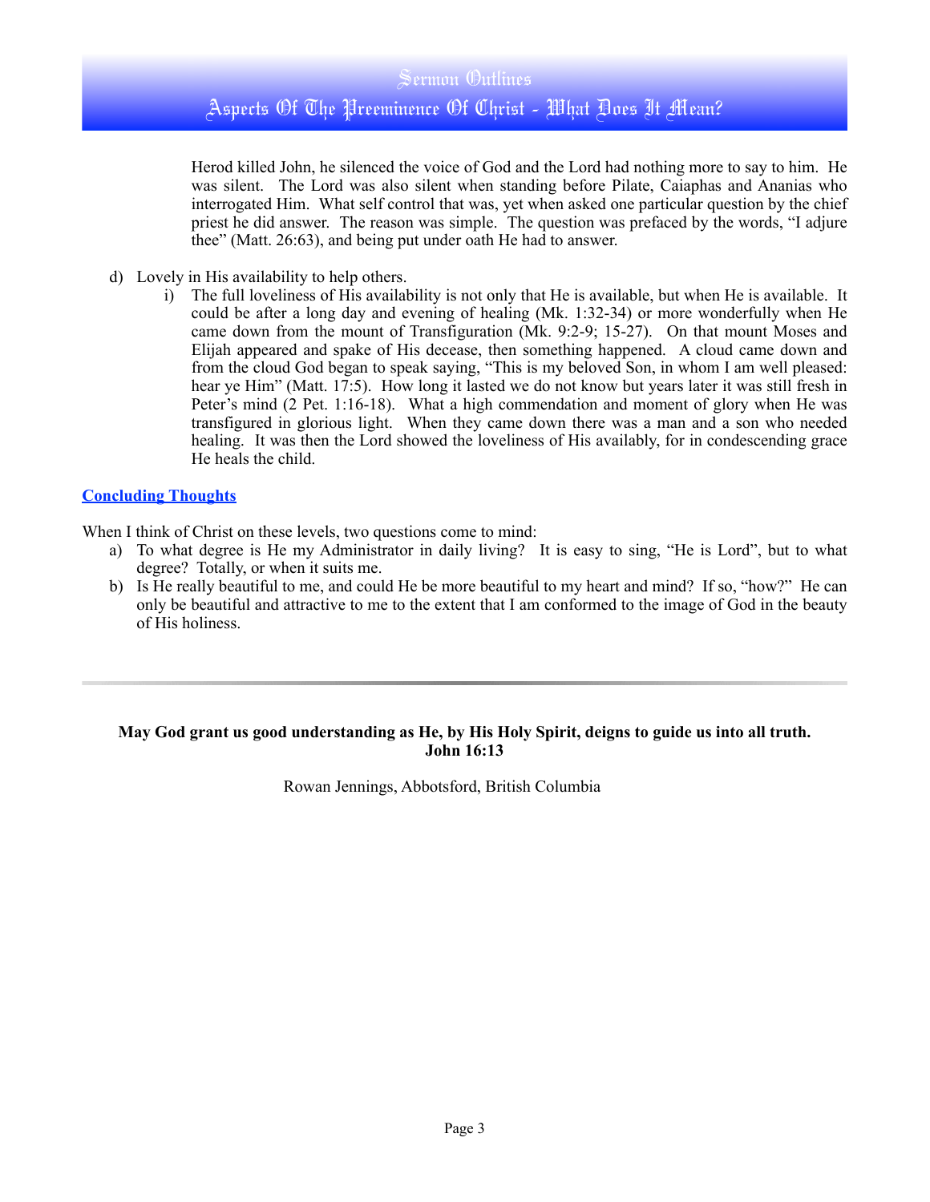Herod killed John, he silenced the voice of God and the Lord had nothing more to say to him. He was silent. The Lord was also silent when standing before Pilate, Caiaphas and Ananias who interrogated Him. What self control that was, yet when asked one particular question by the chief priest he did answer. The reason was simple. The question was prefaced by the words, "I adjure thee" (Matt. 26:63), and being put under oath He had to answer.

d) Lovely in His availability to help others.
   i) The full loveliness of His availability is not only that He is available, but when He is available. It could be after a long day and evening of healing (Mk. 1:32-34) or more wonderfully when He came down from the mount of Transfiguration (Mk. 9:2-9; 15-27). On that mount Moses and Elijah appeared and spake of His decease, then something happened. A cloud came down and from the cloud God began to speak saying, "This is my beloved Son, in whom I am well pleased: hear ye Him" (Matt. 17:5). How long it lasted we do not know but years later it was still fresh in Peter's mind (2 Pet. 1:16-18). What a high commendation and moment of glory when He was transfigured in glorious light. When they came down there was a man and a son who needed healing. It was then the Lord showed the loveliness of His availably, for in condescending grace He heals the child.

## Concluding Thoughts

When I think of Christ on these levels, two questions come to mind:

a) To what degree is He my Administrator in daily living? It is easy to sing, "He is Lord", but to what degree? Totally, or when it suits me.
b) Is He really beautiful to me, and could He be more beautiful to my heart and mind? If so, "how?" He can only be beautiful and attractive to me to the extent that I am conformed to the image of God in the beauty of His holiness.

---

**May God grant us good understanding as He, by His Holy Spirit, deigns to guide us into all truth. John 16:13**

Rowan Jennings, Abbotsford, British Columbia